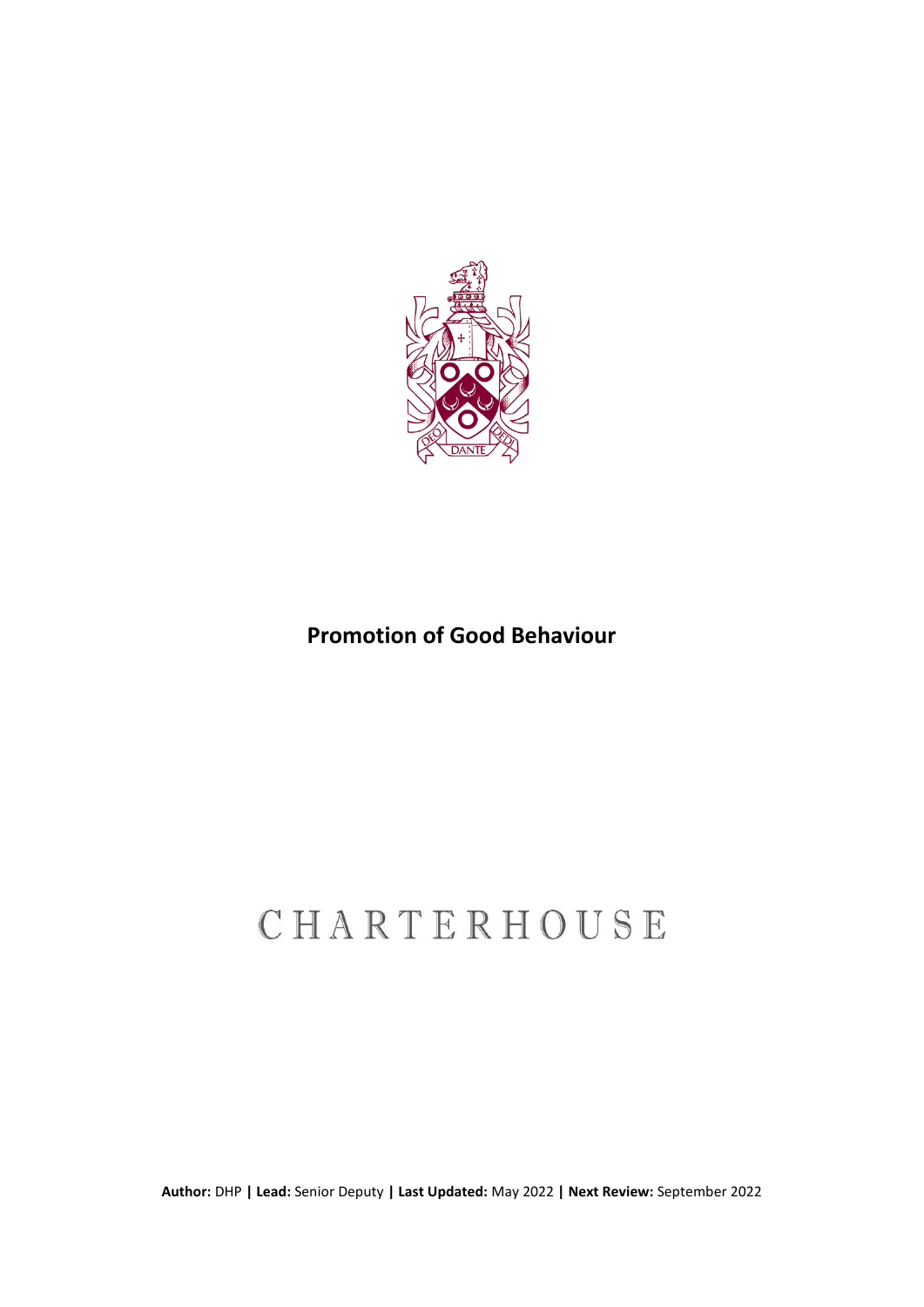# Promotion of Good Behaviour

CHARTERHOUSE

**Author:** DHP **| Lead:** Senior Deputy **| Last Updated:** May 2022 **| Next Review:** September 2022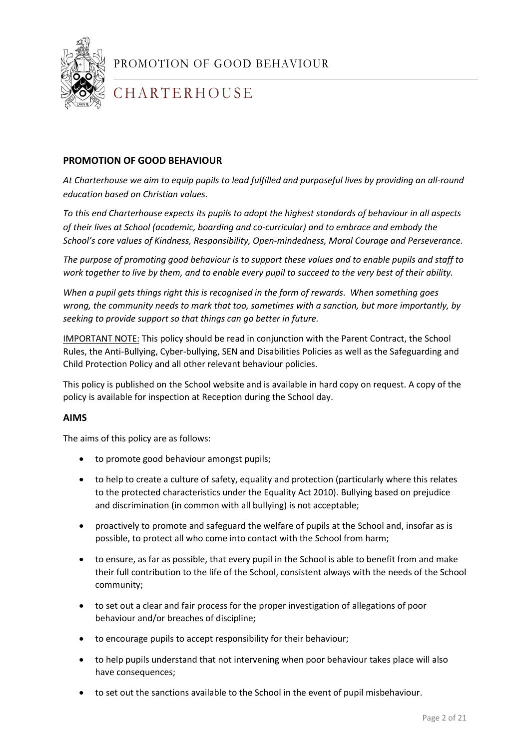## PROMOTION OF GOOD BEHAVIOUR

*At Charterhouse we aim to equip pupils to lead fulfilled and purposeful lives by providing an all-round education based on Christian values.*

*To this end Charterhouse expects its pupils to adopt the highest standards of behaviour in all aspects of their lives at School (academic, boarding and co-curricular) and to embrace and embody the School's core values of Kindness, Responsibility, Open-mindedness, Moral Courage and Perseverance.*

*The purpose of promoting good behaviour is to support these values and to enable pupils and staff to work together to live by them, and to enable every pupil to succeed to the very best of their ability.*

*When a pupil gets things right this is recognised in the form of rewards. When something goes wrong, the community needs to mark that too, sometimes with a sanction, but more importantly, by seeking to provide support so that things can go better in future.*

<u>IMPORTANT NOTE:</u> This policy should be read in conjunction with the Parent Contract, the School Rules, the Anti-Bullying, Cyber-bullying, SEN and Disabilities Policies as well as the Safeguarding and Child Protection Policy and all other relevant behaviour policies.

This policy is published on the School website and is available in hard copy on request. A copy of the policy is available for inspection at Reception during the School day.

## AIMS

The aims of this policy are as follows:

- to promote good behaviour amongst pupils;
- to help to create a culture of safety, equality and protection (particularly where this relates to the protected characteristics under the Equality Act 2010). Bullying based on prejudice and discrimination (in common with all bullying) is not acceptable;
- proactively to promote and safeguard the welfare of pupils at the School and, insofar as is possible, to protect all who come into contact with the School from harm;
- to ensure, as far as possible, that every pupil in the School is able to benefit from and make their full contribution to the life of the School, consistent always with the needs of the School community;
- to set out a clear and fair process for the proper investigation of allegations of poor behaviour and/or breaches of discipline;
- to encourage pupils to accept responsibility for their behaviour;
- to help pupils understand that not intervening when poor behaviour takes place will also have consequences;
- to set out the sanctions available to the School in the event of pupil misbehaviour.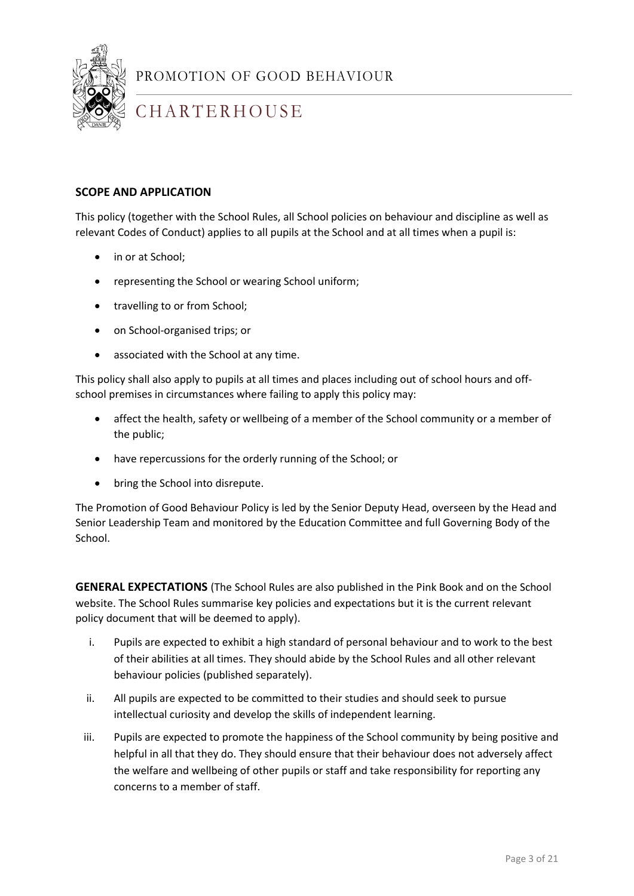## SCOPE AND APPLICATION

This policy (together with the School Rules, all School policies on behaviour and discipline as well as relevant Codes of Conduct) applies to all pupils at the School and at all times when a pupil is:

- in or at School;
- representing the School or wearing School uniform;
- travelling to or from School;
- on School-organised trips; or
- associated with the School at any time.

This policy shall also apply to pupils at all times and places including out of school hours and off-school premises in circumstances where failing to apply this policy may:

- affect the health, safety or wellbeing of a member of the School community or a member of the public;
- have repercussions for the orderly running of the School; or
- bring the School into disrepute.

The Promotion of Good Behaviour Policy is led by the Senior Deputy Head, overseen by the Head and Senior Leadership Team and monitored by the Education Committee and full Governing Body of the School.

**GENERAL EXPECTATIONS** (The School Rules are also published in the Pink Book and on the School website. The School Rules summarise key policies and expectations but it is the current relevant policy document that will be deemed to apply).

i. Pupils are expected to exhibit a high standard of personal behaviour and to work to the best of their abilities at all times. They should abide by the School Rules and all other relevant behaviour policies (published separately).

ii. All pupils are expected to be committed to their studies and should seek to pursue intellectual curiosity and develop the skills of independent learning.

iii. Pupils are expected to promote the happiness of the School community by being positive and helpful in all that they do. They should ensure that their behaviour does not adversely affect the welfare and wellbeing of other pupils or staff and take responsibility for reporting any concerns to a member of staff.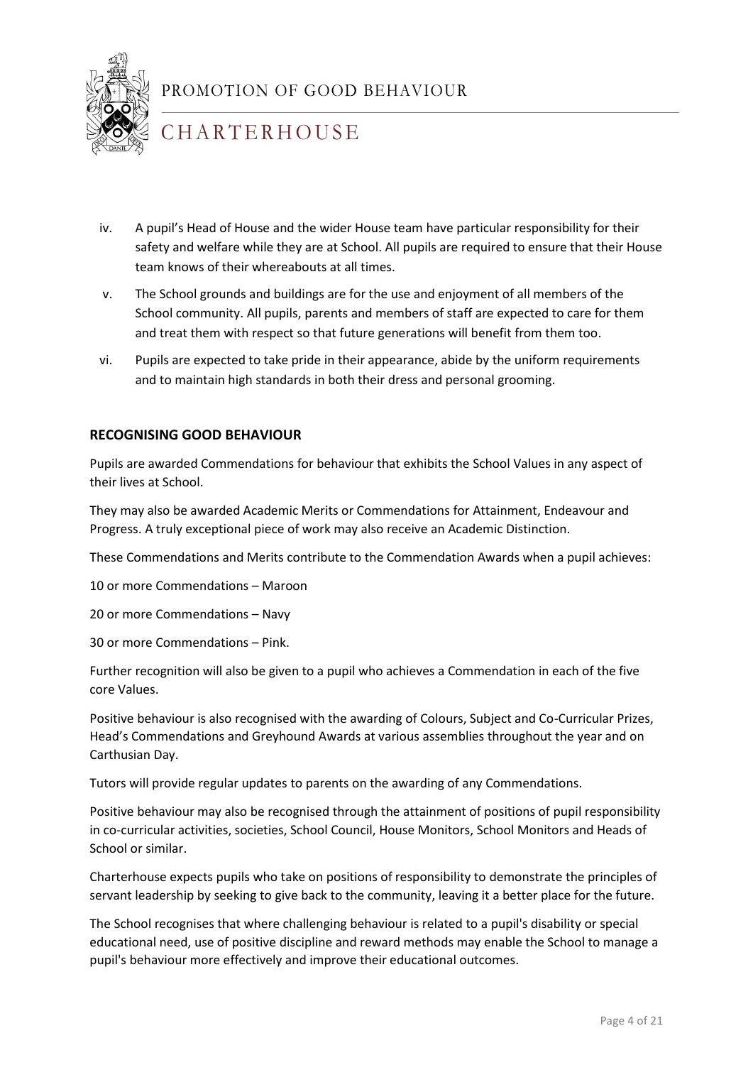iv. A pupil's Head of House and the wider House team have particular responsibility for their safety and welfare while they are at School. All pupils are required to ensure that their House team knows of their whereabouts at all times.

v. The School grounds and buildings are for the use and enjoyment of all members of the School community. All pupils, parents and members of staff are expected to care for them and treat them with respect so that future generations will benefit from them too.

vi. Pupils are expected to take pride in their appearance, abide by the uniform requirements and to maintain high standards in both their dress and personal grooming.

## RECOGNISING GOOD BEHAVIOUR

Pupils are awarded Commendations for behaviour that exhibits the School Values in any aspect of their lives at School.

They may also be awarded Academic Merits or Commendations for Attainment, Endeavour and Progress. A truly exceptional piece of work may also receive an Academic Distinction.

These Commendations and Merits contribute to the Commendation Awards when a pupil achieves:

10 or more Commendations – Maroon

20 or more Commendations – Navy

30 or more Commendations – Pink.

Further recognition will also be given to a pupil who achieves a Commendation in each of the five core Values.

Positive behaviour is also recognised with the awarding of Colours, Subject and Co-Curricular Prizes, Head's Commendations and Greyhound Awards at various assemblies throughout the year and on Carthusian Day.

Tutors will provide regular updates to parents on the awarding of any Commendations.

Positive behaviour may also be recognised through the attainment of positions of pupil responsibility in co-curricular activities, societies, School Council, House Monitors, School Monitors and Heads of School or similar.

Charterhouse expects pupils who take on positions of responsibility to demonstrate the principles of servant leadership by seeking to give back to the community, leaving it a better place for the future.

The School recognises that where challenging behaviour is related to a pupil's disability or special educational need, use of positive discipline and reward methods may enable the School to manage a pupil's behaviour more effectively and improve their educational outcomes.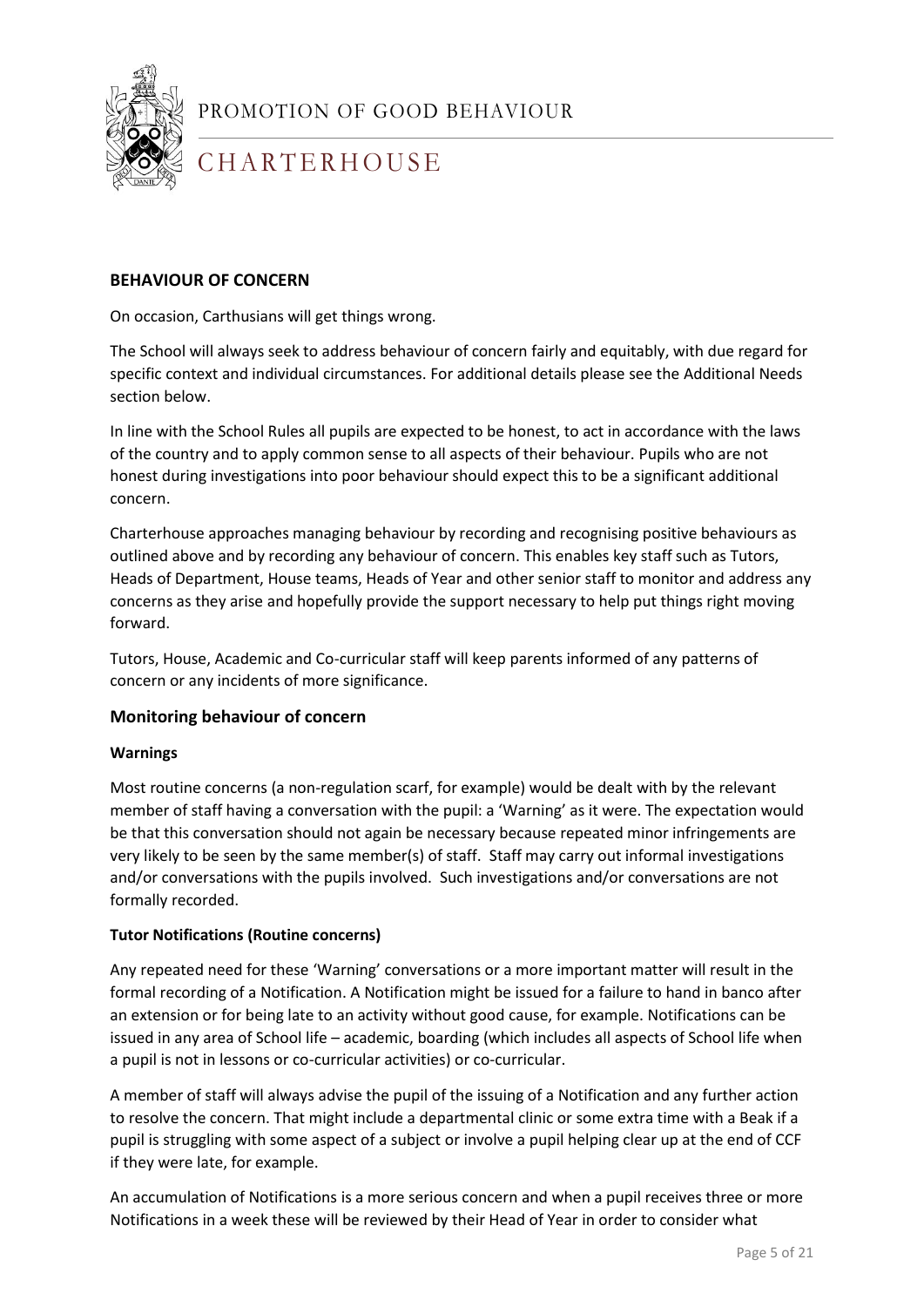## BEHAVIOUR OF CONCERN

On occasion, Carthusians will get things wrong.

The School will always seek to address behaviour of concern fairly and equitably, with due regard for specific context and individual circumstances. For additional details please see the Additional Needs section below.

In line with the School Rules all pupils are expected to be honest, to act in accordance with the laws of the country and to apply common sense to all aspects of their behaviour. Pupils who are not honest during investigations into poor behaviour should expect this to be a significant additional concern.

Charterhouse approaches managing behaviour by recording and recognising positive behaviours as outlined above and by recording any behaviour of concern. This enables key staff such as Tutors, Heads of Department, House teams, Heads of Year and other senior staff to monitor and address any concerns as they arise and hopefully provide the support necessary to help put things right moving forward.

Tutors, House, Academic and Co-curricular staff will keep parents informed of any patterns of concern or any incidents of more significance.

### Monitoring behaviour of concern

#### Warnings

Most routine concerns (a non-regulation scarf, for example) would be dealt with by the relevant member of staff having a conversation with the pupil: a 'Warning' as it were. The expectation would be that this conversation should not again be necessary because repeated minor infringements are very likely to be seen by the same member(s) of staff. Staff may carry out informal investigations and/or conversations with the pupils involved. Such investigations and/or conversations are not formally recorded.

#### Tutor Notifications (Routine concerns)

Any repeated need for these 'Warning' conversations or a more important matter will result in the formal recording of a Notification. A Notification might be issued for a failure to hand in banco after an extension or for being late to an activity without good cause, for example. Notifications can be issued in any area of School life – academic, boarding (which includes all aspects of School life when a pupil is not in lessons or co-curricular activities) or co-curricular.

A member of staff will always advise the pupil of the issuing of a Notification and any further action to resolve the concern. That might include a departmental clinic or some extra time with a Beak if a pupil is struggling with some aspect of a subject or involve a pupil helping clear up at the end of CCF if they were late, for example.

An accumulation of Notifications is a more serious concern and when a pupil receives three or more Notifications in a week these will be reviewed by their Head of Year in order to consider what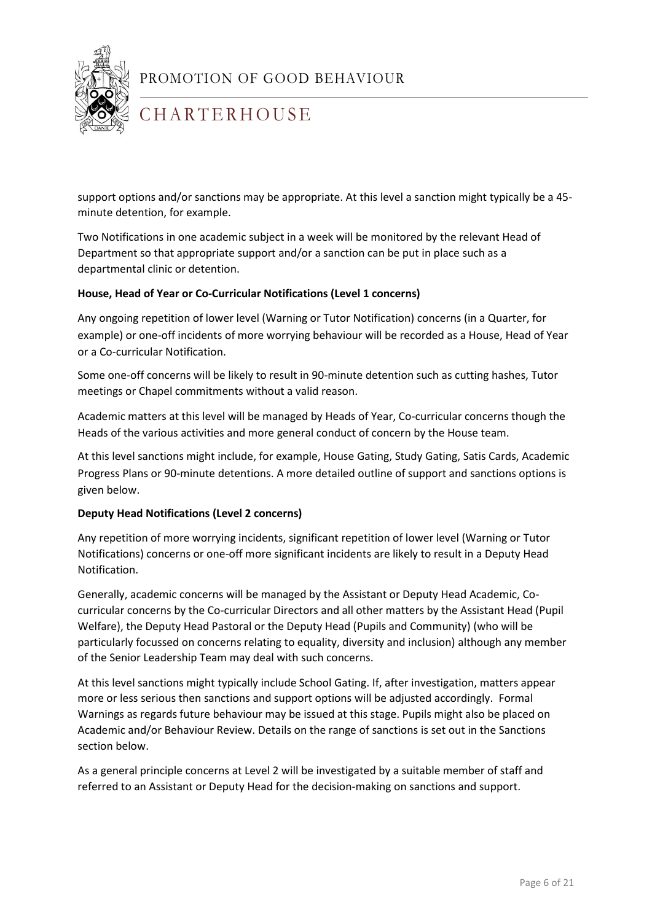support options and/or sanctions may be appropriate. At this level a sanction might typically be a 45-minute detention, for example.

Two Notifications in one academic subject in a week will be monitored by the relevant Head of Department so that appropriate support and/or a sanction can be put in place such as a departmental clinic or detention.

**House, Head of Year or Co-Curricular Notifications (Level 1 concerns)**

Any ongoing repetition of lower level (Warning or Tutor Notification) concerns (in a Quarter, for example) or one-off incidents of more worrying behaviour will be recorded as a House, Head of Year or a Co-curricular Notification.

Some one-off concerns will be likely to result in 90-minute detention such as cutting hashes, Tutor meetings or Chapel commitments without a valid reason.

Academic matters at this level will be managed by Heads of Year, Co-curricular concerns though the Heads of the various activities and more general conduct of concern by the House team.

At this level sanctions might include, for example, House Gating, Study Gating, Satis Cards, Academic Progress Plans or 90-minute detentions. A more detailed outline of support and sanctions options is given below.

**Deputy Head Notifications (Level 2 concerns)**

Any repetition of more worrying incidents, significant repetition of lower level (Warning or Tutor Notifications) concerns or one-off more significant incidents are likely to result in a Deputy Head Notification.

Generally, academic concerns will be managed by the Assistant or Deputy Head Academic, Co-curricular concerns by the Co-curricular Directors and all other matters by the Assistant Head (Pupil Welfare), the Deputy Head Pastoral or the Deputy Head (Pupils and Community) (who will be particularly focussed on concerns relating to equality, diversity and inclusion) although any member of the Senior Leadership Team may deal with such concerns.

At this level sanctions might typically include School Gating. If, after investigation, matters appear more or less serious then sanctions and support options will be adjusted accordingly. Formal Warnings as regards future behaviour may be issued at this stage. Pupils might also be placed on Academic and/or Behaviour Review. Details on the range of sanctions is set out in the Sanctions section below.

As a general principle concerns at Level 2 will be investigated by a suitable member of staff and referred to an Assistant or Deputy Head for the decision-making on sanctions and support.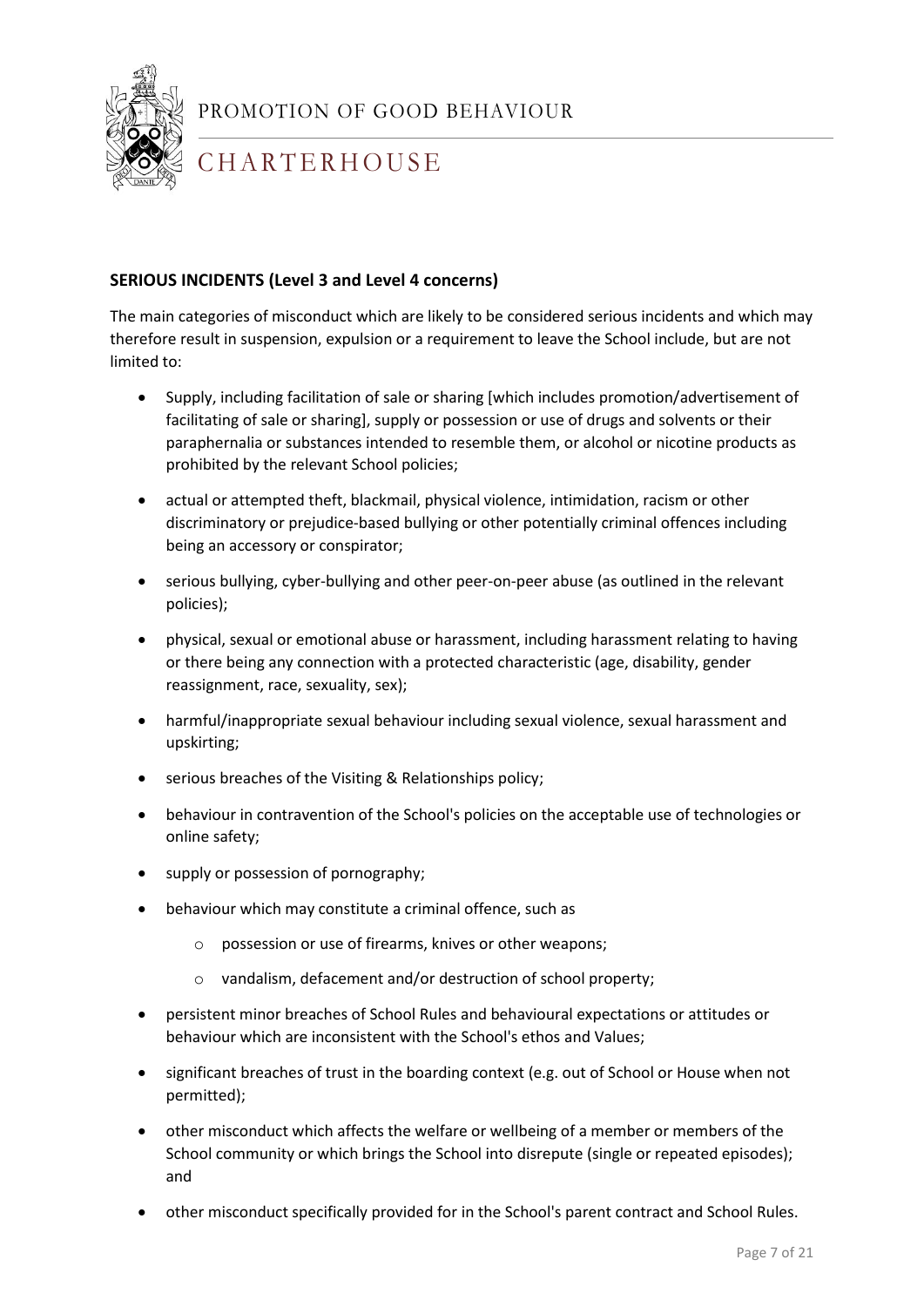**SERIOUS INCIDENTS (Level 3 and Level 4 concerns)**

The main categories of misconduct which are likely to be considered serious incidents and which may therefore result in suspension, expulsion or a requirement to leave the School include, but are not limited to:

- Supply, including facilitation of sale or sharing [which includes promotion/advertisement of facilitating of sale or sharing], supply or possession or use of drugs and solvents or their paraphernalia or substances intended to resemble them, or alcohol or nicotine products as prohibited by the relevant School policies;
- actual or attempted theft, blackmail, physical violence, intimidation, racism or other discriminatory or prejudice-based bullying or other potentially criminal offences including being an accessory or conspirator;
- serious bullying, cyber-bullying and other peer-on-peer abuse (as outlined in the relevant policies);
- physical, sexual or emotional abuse or harassment, including harassment relating to having or there being any connection with a protected characteristic (age, disability, gender reassignment, race, sexuality, sex);
- harmful/inappropriate sexual behaviour including sexual violence, sexual harassment and upskirting;
- serious breaches of the Visiting & Relationships policy;
- behaviour in contravention of the School's policies on the acceptable use of technologies or online safety;
- supply or possession of pornography;
- behaviour which may constitute a criminal offence, such as
    - possession or use of firearms, knives or other weapons;
    - vandalism, defacement and/or destruction of school property;
- persistent minor breaches of School Rules and behavioural expectations or attitudes or behaviour which are inconsistent with the School's ethos and Values;
- significant breaches of trust in the boarding context (e.g. out of School or House when not permitted);
- other misconduct which affects the welfare or wellbeing of a member or members of the School community or which brings the School into disrepute (single or repeated episodes); and
- other misconduct specifically provided for in the School's parent contract and School Rules.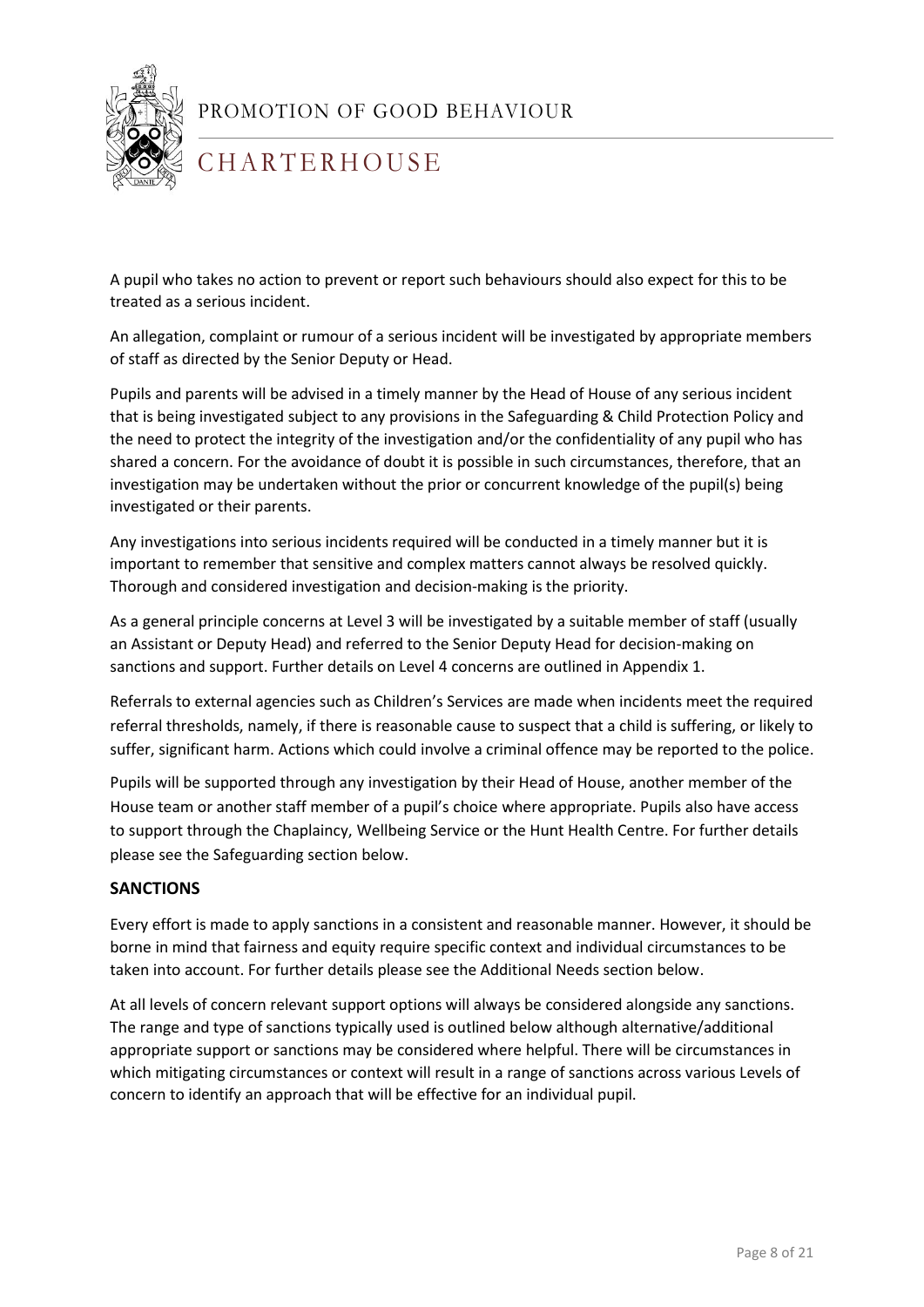A pupil who takes no action to prevent or report such behaviours should also expect for this to be treated as a serious incident.

An allegation, complaint or rumour of a serious incident will be investigated by appropriate members of staff as directed by the Senior Deputy or Head.

Pupils and parents will be advised in a timely manner by the Head of House of any serious incident that is being investigated subject to any provisions in the Safeguarding & Child Protection Policy and the need to protect the integrity of the investigation and/or the confidentiality of any pupil who has shared a concern. For the avoidance of doubt it is possible in such circumstances, therefore, that an investigation may be undertaken without the prior or concurrent knowledge of the pupil(s) being investigated or their parents.

Any investigations into serious incidents required will be conducted in a timely manner but it is important to remember that sensitive and complex matters cannot always be resolved quickly. Thorough and considered investigation and decision-making is the priority.

As a general principle concerns at Level 3 will be investigated by a suitable member of staff (usually an Assistant or Deputy Head) and referred to the Senior Deputy Head for decision-making on sanctions and support. Further details on Level 4 concerns are outlined in Appendix 1.

Referrals to external agencies such as Children's Services are made when incidents meet the required referral thresholds, namely, if there is reasonable cause to suspect that a child is suffering, or likely to suffer, significant harm. Actions which could involve a criminal offence may be reported to the police.

Pupils will be supported through any investigation by their Head of House, another member of the House team or another staff member of a pupil's choice where appropriate. Pupils also have access to support through the Chaplaincy, Wellbeing Service or the Hunt Health Centre. For further details please see the Safeguarding section below.

## SANCTIONS

Every effort is made to apply sanctions in a consistent and reasonable manner. However, it should be borne in mind that fairness and equity require specific context and individual circumstances to be taken into account. For further details please see the Additional Needs section below.

At all levels of concern relevant support options will always be considered alongside any sanctions. The range and type of sanctions typically used is outlined below although alternative/additional appropriate support or sanctions may be considered where helpful. There will be circumstances in which mitigating circumstances or context will result in a range of sanctions across various Levels of concern to identify an approach that will be effective for an individual pupil.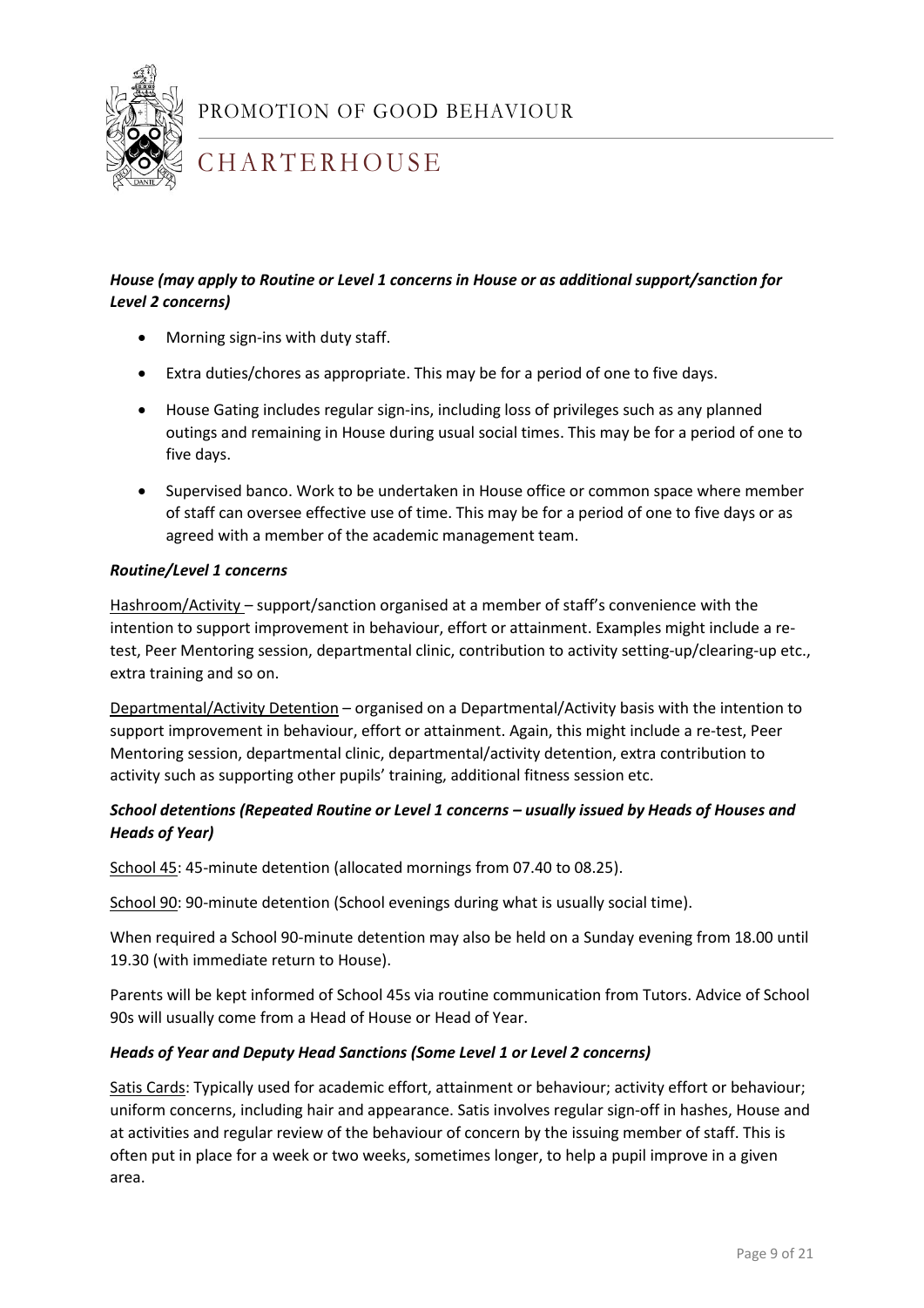***House (may apply to Routine or Level 1 concerns in House or as additional support/sanction for Level 2 concerns)***

- Morning sign-ins with duty staff.
- Extra duties/chores as appropriate. This may be for a period of one to five days.
- House Gating includes regular sign-ins, including loss of privileges such as any planned outings and remaining in House during usual social times. This may be for a period of one to five days.
- Supervised banco. Work to be undertaken in House office or common space where member of staff can oversee effective use of time. This may be for a period of one to five days or as agreed with a member of the academic management team.

***Routine/Level 1 concerns***

Hashroom/Activity – support/sanction organised at a member of staff's convenience with the intention to support improvement in behaviour, effort or attainment. Examples might include a re-test, Peer Mentoring session, departmental clinic, contribution to activity setting-up/clearing-up etc., extra training and so on.

Departmental/Activity Detention – organised on a Departmental/Activity basis with the intention to support improvement in behaviour, effort or attainment. Again, this might include a re-test, Peer Mentoring session, departmental clinic, departmental/activity detention, extra contribution to activity such as supporting other pupils' training, additional fitness session etc.

***School detentions (Repeated Routine or Level 1 concerns – usually issued by Heads of Houses and Heads of Year)***

School 45: 45-minute detention (allocated mornings from 07.40 to 08.25).

School 90: 90-minute detention (School evenings during what is usually social time).

When required a School 90-minute detention may also be held on a Sunday evening from 18.00 until 19.30 (with immediate return to House).

Parents will be kept informed of School 45s via routine communication from Tutors. Advice of School 90s will usually come from a Head of House or Head of Year.

***Heads of Year and Deputy Head Sanctions (Some Level 1 or Level 2 concerns)***

Satis Cards: Typically used for academic effort, attainment or behaviour; activity effort or behaviour; uniform concerns, including hair and appearance. Satis involves regular sign-off in hashes, House and at activities and regular review of the behaviour of concern by the issuing member of staff. This is often put in place for a week or two weeks, sometimes longer, to help a pupil improve in a given area.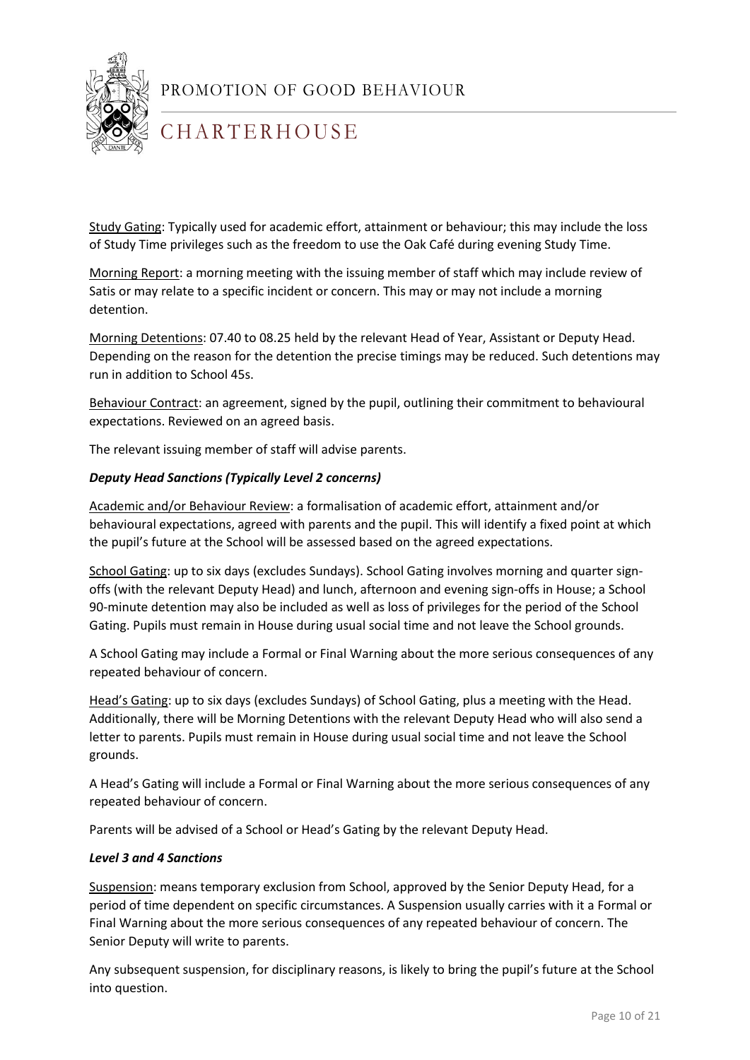Study Gating: Typically used for academic effort, attainment or behaviour; this may include the loss of Study Time privileges such as the freedom to use the Oak Café during evening Study Time.

Morning Report: a morning meeting with the issuing member of staff which may include review of Satis or may relate to a specific incident or concern. This may or may not include a morning detention.

Morning Detentions: 07.40 to 08.25 held by the relevant Head of Year, Assistant or Deputy Head. Depending on the reason for the detention the precise timings may be reduced. Such detentions may run in addition to School 45s.

Behaviour Contract: an agreement, signed by the pupil, outlining their commitment to behavioural expectations. Reviewed on an agreed basis.

The relevant issuing member of staff will advise parents.

***Deputy Head Sanctions (Typically Level 2 concerns)***

Academic and/or Behaviour Review: a formalisation of academic effort, attainment and/or behavioural expectations, agreed with parents and the pupil. This will identify a fixed point at which the pupil's future at the School will be assessed based on the agreed expectations.

School Gating: up to six days (excludes Sundays). School Gating involves morning and quarter sign-offs (with the relevant Deputy Head) and lunch, afternoon and evening sign-offs in House; a School 90-minute detention may also be included as well as loss of privileges for the period of the School Gating. Pupils must remain in House during usual social time and not leave the School grounds.

A School Gating may include a Formal or Final Warning about the more serious consequences of any repeated behaviour of concern.

Head's Gating: up to six days (excludes Sundays) of School Gating, plus a meeting with the Head. Additionally, there will be Morning Detentions with the relevant Deputy Head who will also send a letter to parents. Pupils must remain in House during usual social time and not leave the School grounds.

A Head's Gating will include a Formal or Final Warning about the more serious consequences of any repeated behaviour of concern.

Parents will be advised of a School or Head's Gating by the relevant Deputy Head.

***Level 3 and 4 Sanctions***

Suspension: means temporary exclusion from School, approved by the Senior Deputy Head, for a period of time dependent on specific circumstances. A Suspension usually carries with it a Formal or Final Warning about the more serious consequences of any repeated behaviour of concern. The Senior Deputy will write to parents.

Any subsequent suspension, for disciplinary reasons, is likely to bring the pupil's future at the School into question.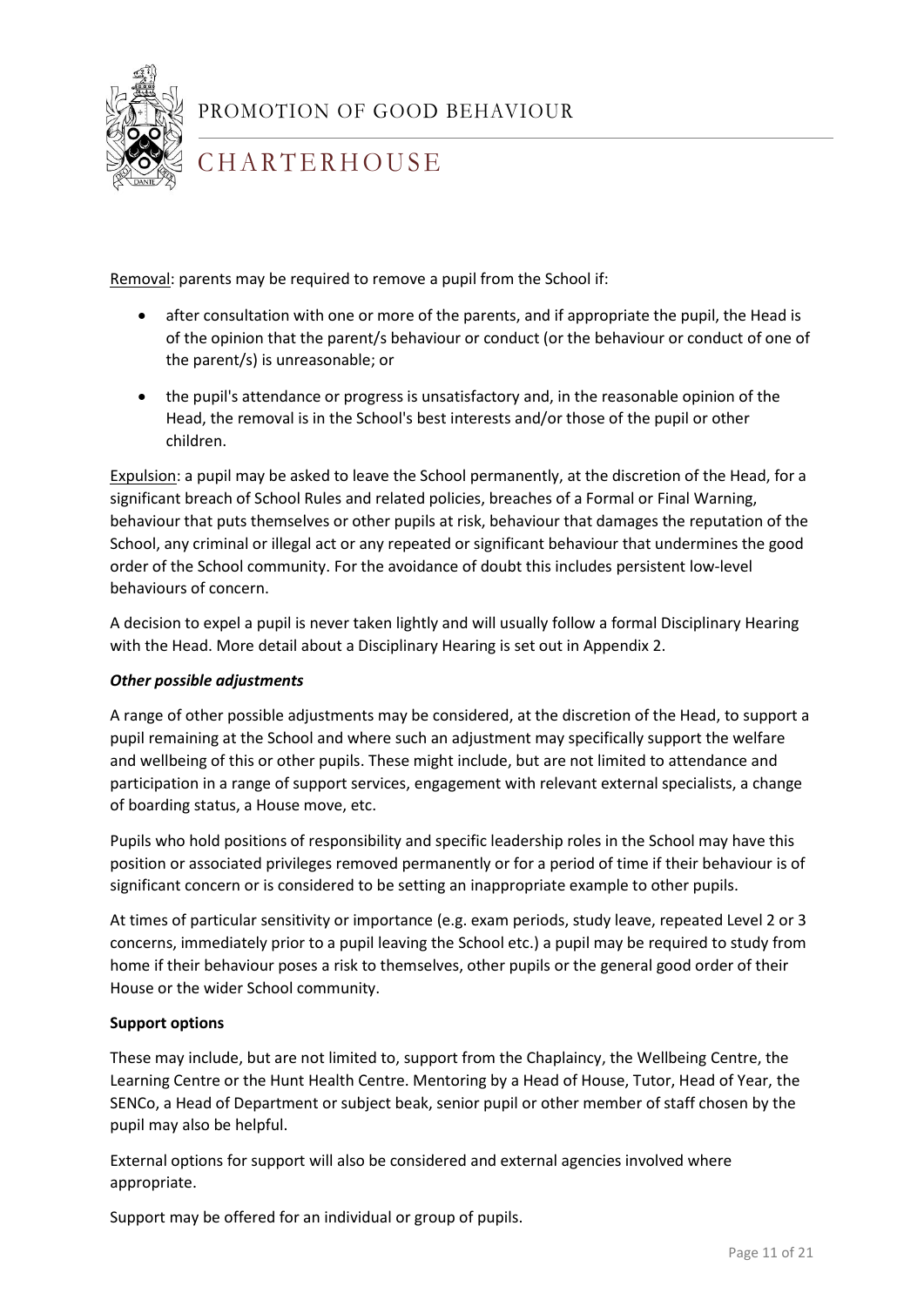Removal: parents may be required to remove a pupil from the School if:

- after consultation with one or more of the parents, and if appropriate the pupil, the Head is of the opinion that the parent/s behaviour or conduct (or the behaviour or conduct of one of the parent/s) is unreasonable; or
- the pupil's attendance or progress is unsatisfactory and, in the reasonable opinion of the Head, the removal is in the School's best interests and/or those of the pupil or other children.

Expulsion: a pupil may be asked to leave the School permanently, at the discretion of the Head, for a significant breach of School Rules and related policies, breaches of a Formal or Final Warning, behaviour that puts themselves or other pupils at risk, behaviour that damages the reputation of the School, any criminal or illegal act or any repeated or significant behaviour that undermines the good order of the School community. For the avoidance of doubt this includes persistent low-level behaviours of concern.

A decision to expel a pupil is never taken lightly and will usually follow a formal Disciplinary Hearing with the Head. More detail about a Disciplinary Hearing is set out in Appendix 2.

***Other possible adjustments***

A range of other possible adjustments may be considered, at the discretion of the Head, to support a pupil remaining at the School and where such an adjustment may specifically support the welfare and wellbeing of this or other pupils. These might include, but are not limited to attendance and participation in a range of support services, engagement with relevant external specialists, a change of boarding status, a House move, etc.

Pupils who hold positions of responsibility and specific leadership roles in the School may have this position or associated privileges removed permanently or for a period of time if their behaviour is of significant concern or is considered to be setting an inappropriate example to other pupils.

At times of particular sensitivity or importance (e.g. exam periods, study leave, repeated Level 2 or 3 concerns, immediately prior to a pupil leaving the School etc.) a pupil may be required to study from home if their behaviour poses a risk to themselves, other pupils or the general good order of their House or the wider School community.

**Support options**

These may include, but are not limited to, support from the Chaplaincy, the Wellbeing Centre, the Learning Centre or the Hunt Health Centre. Mentoring by a Head of House, Tutor, Head of Year, the SENCo, a Head of Department or subject beak, senior pupil or other member of staff chosen by the pupil may also be helpful.

External options for support will also be considered and external agencies involved where appropriate.

Support may be offered for an individual or group of pupils.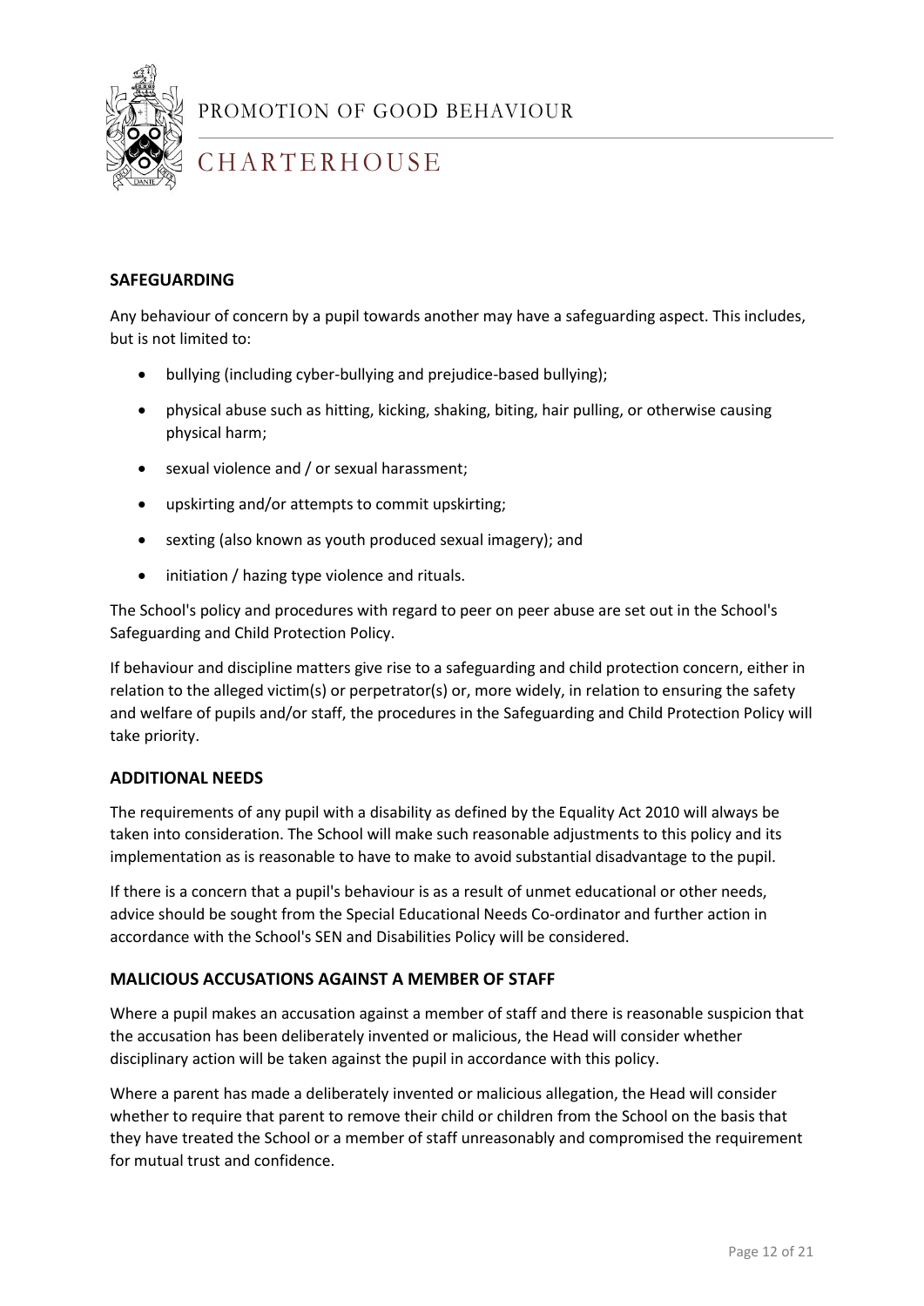## SAFEGUARDING

Any behaviour of concern by a pupil towards another may have a safeguarding aspect. This includes, but is not limited to:

- bullying (including cyber-bullying and prejudice-based bullying);
- physical abuse such as hitting, kicking, shaking, biting, hair pulling, or otherwise causing physical harm;
- sexual violence and / or sexual harassment;
- upskirting and/or attempts to commit upskirting;
- sexting (also known as youth produced sexual imagery); and
- initiation / hazing type violence and rituals.

The School's policy and procedures with regard to peer on peer abuse are set out in the School's Safeguarding and Child Protection Policy.

If behaviour and discipline matters give rise to a safeguarding and child protection concern, either in relation to the alleged victim(s) or perpetrator(s) or, more widely, in relation to ensuring the safety and welfare of pupils and/or staff, the procedures in the Safeguarding and Child Protection Policy will take priority.

## ADDITIONAL NEEDS

The requirements of any pupil with a disability as defined by the Equality Act 2010 will always be taken into consideration. The School will make such reasonable adjustments to this policy and its implementation as is reasonable to have to make to avoid substantial disadvantage to the pupil.

If there is a concern that a pupil's behaviour is as a result of unmet educational or other needs, advice should be sought from the Special Educational Needs Co-ordinator and further action in accordance with the School's SEN and Disabilities Policy will be considered.

## MALICIOUS ACCUSATIONS AGAINST A MEMBER OF STAFF

Where a pupil makes an accusation against a member of staff and there is reasonable suspicion that the accusation has been deliberately invented or malicious, the Head will consider whether disciplinary action will be taken against the pupil in accordance with this policy.

Where a parent has made a deliberately invented or malicious allegation, the Head will consider whether to require that parent to remove their child or children from the School on the basis that they have treated the School or a member of staff unreasonably and compromised the requirement for mutual trust and confidence.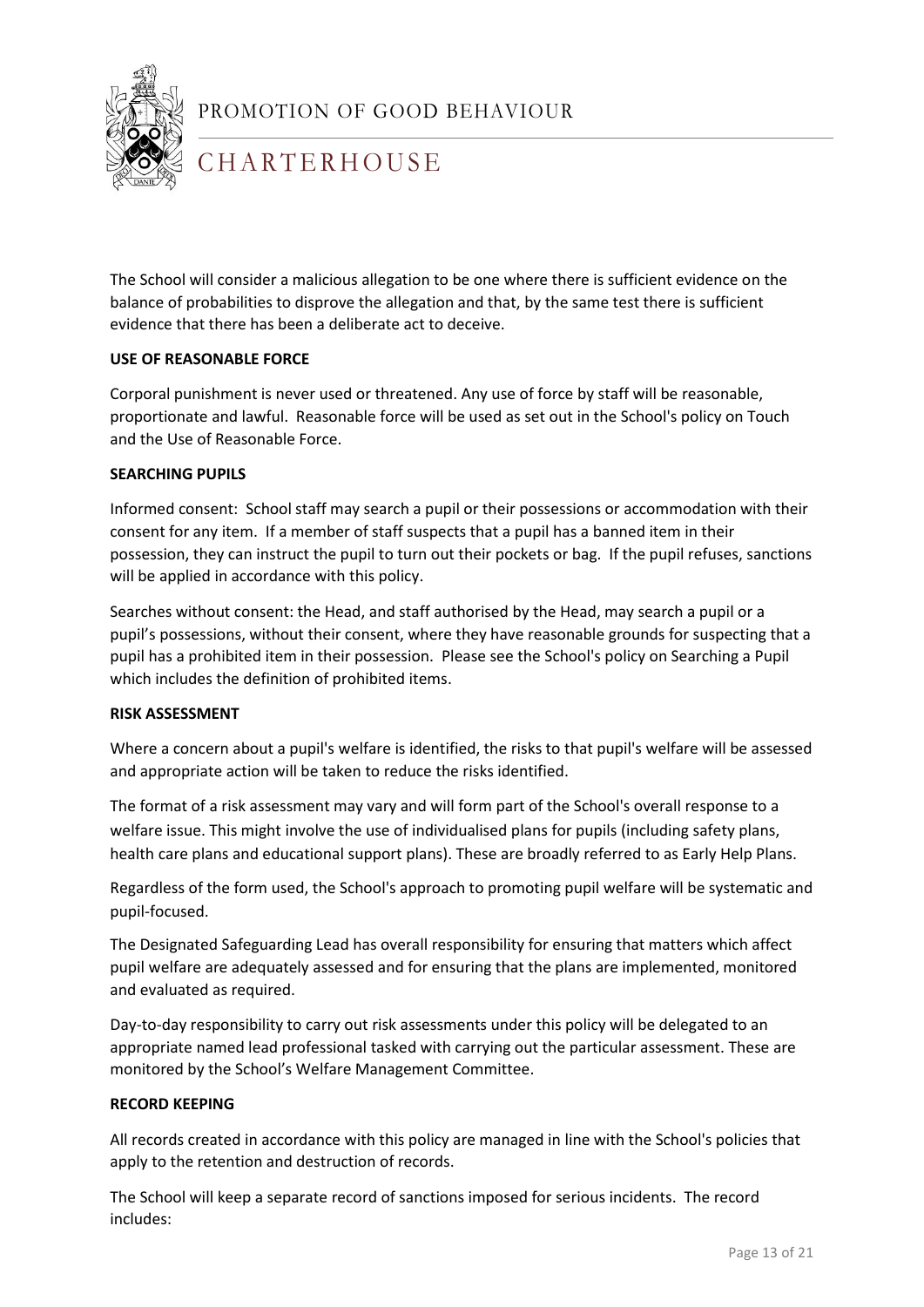The School will consider a malicious allegation to be one where there is sufficient evidence on the balance of probabilities to disprove the allegation and that, by the same test there is sufficient evidence that there has been a deliberate act to deceive.

**USE OF REASONABLE FORCE**

Corporal punishment is never used or threatened. Any use of force by staff will be reasonable, proportionate and lawful. Reasonable force will be used as set out in the School's policy on Touch and the Use of Reasonable Force.

**SEARCHING PUPILS**

Informed consent: School staff may search a pupil or their possessions or accommodation with their consent for any item. If a member of staff suspects that a pupil has a banned item in their possession, they can instruct the pupil to turn out their pockets or bag. If the pupil refuses, sanctions will be applied in accordance with this policy.

Searches without consent: the Head, and staff authorised by the Head, may search a pupil or a pupil's possessions, without their consent, where they have reasonable grounds for suspecting that a pupil has a prohibited item in their possession. Please see the School's policy on Searching a Pupil which includes the definition of prohibited items.

**RISK ASSESSMENT**

Where a concern about a pupil's welfare is identified, the risks to that pupil's welfare will be assessed and appropriate action will be taken to reduce the risks identified.

The format of a risk assessment may vary and will form part of the School's overall response to a welfare issue. This might involve the use of individualised plans for pupils (including safety plans, health care plans and educational support plans). These are broadly referred to as Early Help Plans.

Regardless of the form used, the School's approach to promoting pupil welfare will be systematic and pupil-focused.

The Designated Safeguarding Lead has overall responsibility for ensuring that matters which affect pupil welfare are adequately assessed and for ensuring that the plans are implemented, monitored and evaluated as required.

Day-to-day responsibility to carry out risk assessments under this policy will be delegated to an appropriate named lead professional tasked with carrying out the particular assessment. These are monitored by the School's Welfare Management Committee.

**RECORD KEEPING**

All records created in accordance with this policy are managed in line with the School's policies that apply to the retention and destruction of records.

The School will keep a separate record of sanctions imposed for serious incidents. The record includes: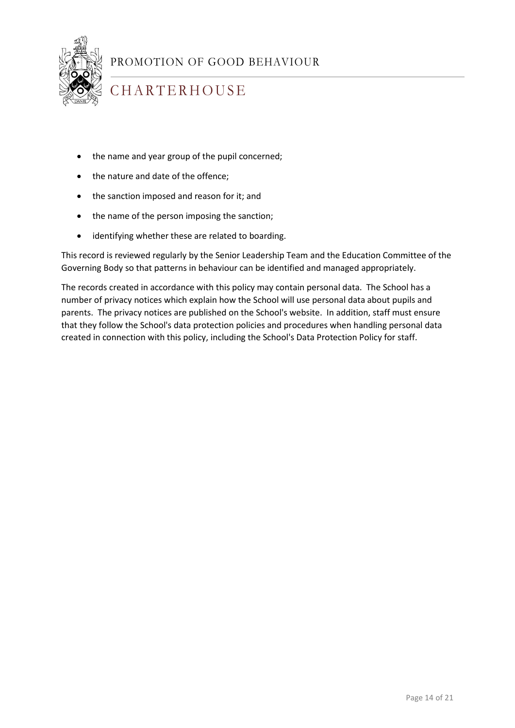- the name and year group of the pupil concerned;
- the nature and date of the offence;
- the sanction imposed and reason for it; and
- the name of the person imposing the sanction;
- identifying whether these are related to boarding.

This record is reviewed regularly by the Senior Leadership Team and the Education Committee of the Governing Body so that patterns in behaviour can be identified and managed appropriately.

The records created in accordance with this policy may contain personal data. The School has a number of privacy notices which explain how the School will use personal data about pupils and parents. The privacy notices are published on the School's website. In addition, staff must ensure that they follow the School's data protection policies and procedures when handling personal data created in connection with this policy, including the School's Data Protection Policy for staff.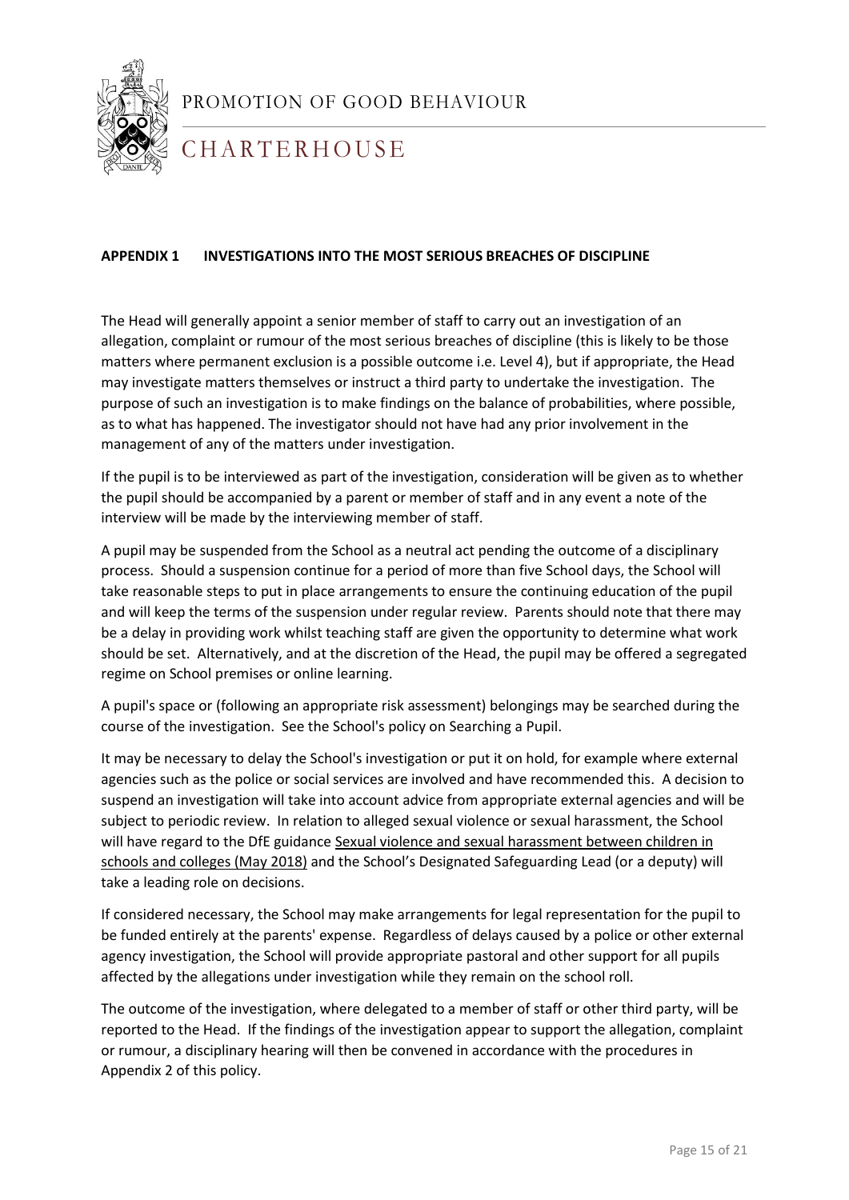## APPENDIX 1 INVESTIGATIONS INTO THE MOST SERIOUS BREACHES OF DISCIPLINE

The Head will generally appoint a senior member of staff to carry out an investigation of an allegation, complaint or rumour of the most serious breaches of discipline (this is likely to be those matters where permanent exclusion is a possible outcome i.e. Level 4), but if appropriate, the Head may investigate matters themselves or instruct a third party to undertake the investigation. The purpose of such an investigation is to make findings on the balance of probabilities, where possible, as to what has happened. The investigator should not have had any prior involvement in the management of any of the matters under investigation.

If the pupil is to be interviewed as part of the investigation, consideration will be given as to whether the pupil should be accompanied by a parent or member of staff and in any event a note of the interview will be made by the interviewing member of staff.

A pupil may be suspended from the School as a neutral act pending the outcome of a disciplinary process. Should a suspension continue for a period of more than five School days, the School will take reasonable steps to put in place arrangements to ensure the continuing education of the pupil and will keep the terms of the suspension under regular review. Parents should note that there may be a delay in providing work whilst teaching staff are given the opportunity to determine what work should be set. Alternatively, and at the discretion of the Head, the pupil may be offered a segregated regime on School premises or online learning.

A pupil's space or (following an appropriate risk assessment) belongings may be searched during the course of the investigation. See the School's policy on Searching a Pupil.

It may be necessary to delay the School's investigation or put it on hold, for example where external agencies such as the police or social services are involved and have recommended this. A decision to suspend an investigation will take into account advice from appropriate external agencies and will be subject to periodic review. In relation to alleged sexual violence or sexual harassment, the School will have regard to the DfE guidance Sexual violence and sexual harassment between children in schools and colleges (May 2018) and the School's Designated Safeguarding Lead (or a deputy) will take a leading role on decisions.

If considered necessary, the School may make arrangements for legal representation for the pupil to be funded entirely at the parents' expense. Regardless of delays caused by a police or other external agency investigation, the School will provide appropriate pastoral and other support for all pupils affected by the allegations under investigation while they remain on the school roll.

The outcome of the investigation, where delegated to a member of staff or other third party, will be reported to the Head. If the findings of the investigation appear to support the allegation, complaint or rumour, a disciplinary hearing will then be convened in accordance with the procedures in Appendix 2 of this policy.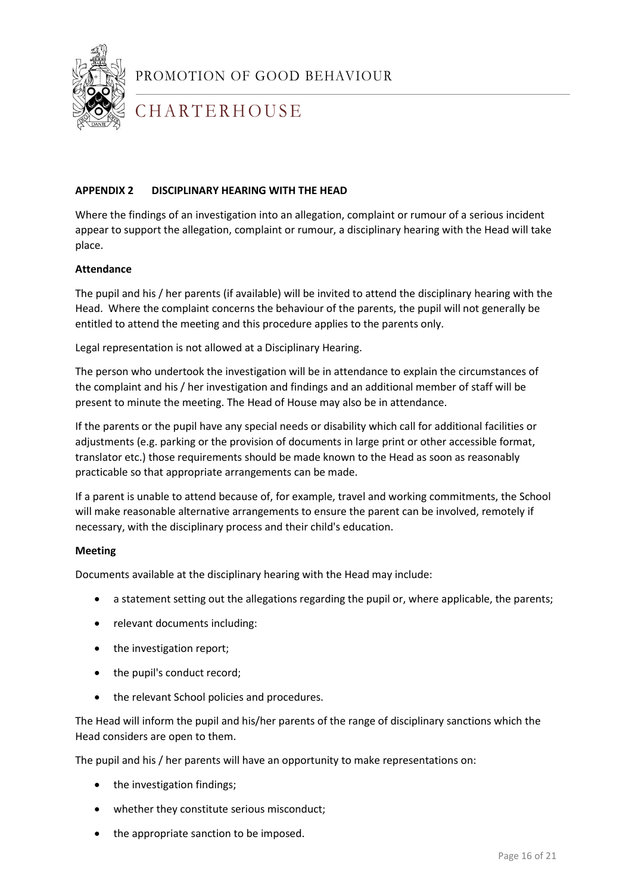## APPENDIX 2 DISCIPLINARY HEARING WITH THE HEAD

Where the findings of an investigation into an allegation, complaint or rumour of a serious incident appear to support the allegation, complaint or rumour, a disciplinary hearing with the Head will take place.

**Attendance**

The pupil and his / her parents (if available) will be invited to attend the disciplinary hearing with the Head. Where the complaint concerns the behaviour of the parents, the pupil will not generally be entitled to attend the meeting and this procedure applies to the parents only.

Legal representation is not allowed at a Disciplinary Hearing.

The person who undertook the investigation will be in attendance to explain the circumstances of the complaint and his / her investigation and findings and an additional member of staff will be present to minute the meeting. The Head of House may also be in attendance.

If the parents or the pupil have any special needs or disability which call for additional facilities or adjustments (e.g. parking or the provision of documents in large print or other accessible format, translator etc.) those requirements should be made known to the Head as soon as reasonably practicable so that appropriate arrangements can be made.

If a parent is unable to attend because of, for example, travel and working commitments, the School will make reasonable alternative arrangements to ensure the parent can be involved, remotely if necessary, with the disciplinary process and their child's education.

**Meeting**

Documents available at the disciplinary hearing with the Head may include:

- a statement setting out the allegations regarding the pupil or, where applicable, the parents;
- relevant documents including:
- the investigation report;
- the pupil's conduct record;
- the relevant School policies and procedures.

The Head will inform the pupil and his/her parents of the range of disciplinary sanctions which the Head considers are open to them.

The pupil and his / her parents will have an opportunity to make representations on:

- the investigation findings;
- whether they constitute serious misconduct;
- the appropriate sanction to be imposed.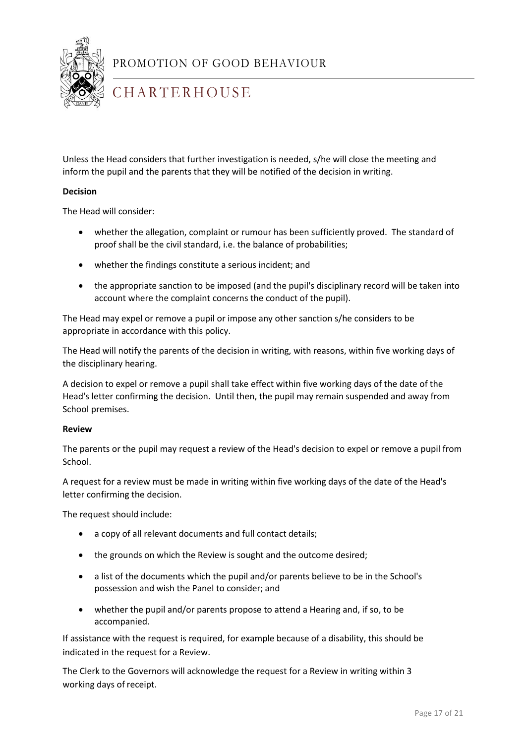Unless the Head considers that further investigation is needed, s/he will close the meeting and inform the pupil and the parents that they will be notified of the decision in writing.

**Decision**

The Head will consider:

- whether the allegation, complaint or rumour has been sufficiently proved. The standard of proof shall be the civil standard, i.e. the balance of probabilities;
- whether the findings constitute a serious incident; and
- the appropriate sanction to be imposed (and the pupil's disciplinary record will be taken into account where the complaint concerns the conduct of the pupil).

The Head may expel or remove a pupil or impose any other sanction s/he considers to be appropriate in accordance with this policy.

The Head will notify the parents of the decision in writing, with reasons, within five working days of the disciplinary hearing.

A decision to expel or remove a pupil shall take effect within five working days of the date of the Head's letter confirming the decision. Until then, the pupil may remain suspended and away from School premises.

**Review**

The parents or the pupil may request a review of the Head's decision to expel or remove a pupil from School.

A request for a review must be made in writing within five working days of the date of the Head's letter confirming the decision.

The request should include:

- a copy of all relevant documents and full contact details;
- the grounds on which the Review is sought and the outcome desired;
- a list of the documents which the pupil and/or parents believe to be in the School's possession and wish the Panel to consider; and
- whether the pupil and/or parents propose to attend a Hearing and, if so, to be accompanied.

If assistance with the request is required, for example because of a disability, this should be indicated in the request for a Review.

The Clerk to the Governors will acknowledge the request for a Review in writing within 3 working days of receipt.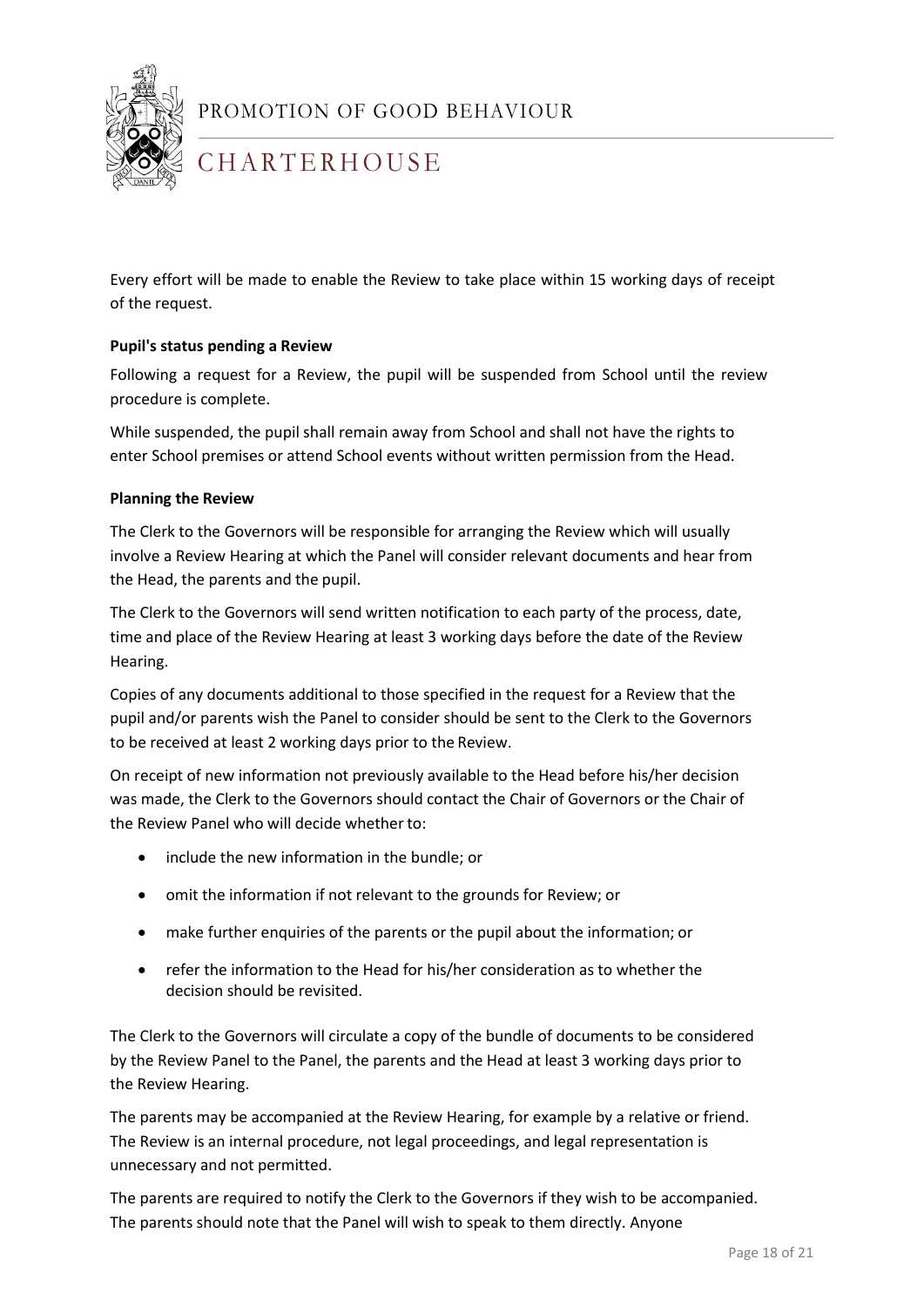Every effort will be made to enable the Review to take place within 15 working days of receipt of the request.

**Pupil's status pending a Review**

Following a request for a Review, the pupil will be suspended from School until the review procedure is complete.

While suspended, the pupil shall remain away from School and shall not have the rights to enter School premises or attend School events without written permission from the Head.

**Planning the Review**

The Clerk to the Governors will be responsible for arranging the Review which will usually involve a Review Hearing at which the Panel will consider relevant documents and hear from the Head, the parents and the pupil.

The Clerk to the Governors will send written notification to each party of the process, date, time and place of the Review Hearing at least 3 working days before the date of the Review Hearing.

Copies of any documents additional to those specified in the request for a Review that the pupil and/or parents wish the Panel to consider should be sent to the Clerk to the Governors to be received at least 2 working days prior to the Review.

On receipt of new information not previously available to the Head before his/her decision was made, the Clerk to the Governors should contact the Chair of Governors or the Chair of the Review Panel who will decide whether to:

- include the new information in the bundle; or
- omit the information if not relevant to the grounds for Review; or
- make further enquiries of the parents or the pupil about the information; or
- refer the information to the Head for his/her consideration as to whether the decision should be revisited.

The Clerk to the Governors will circulate a copy of the bundle of documents to be considered by the Review Panel to the Panel, the parents and the Head at least 3 working days prior to the Review Hearing.

The parents may be accompanied at the Review Hearing, for example by a relative or friend. The Review is an internal procedure, not legal proceedings, and legal representation is unnecessary and not permitted.

The parents are required to notify the Clerk to the Governors if they wish to be accompanied. The parents should note that the Panel will wish to speak to them directly. Anyone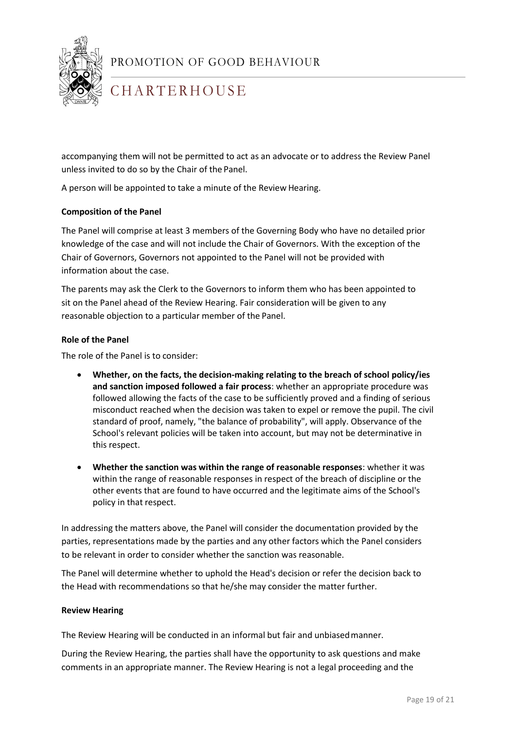accompanying them will not be permitted to act as an advocate or to address the Review Panel unless invited to do so by the Chair of the Panel.

A person will be appointed to take a minute of the Review Hearing.

**Composition of the Panel**

The Panel will comprise at least 3 members of the Governing Body who have no detailed prior knowledge of the case and will not include the Chair of Governors. With the exception of the Chair of Governors, Governors not appointed to the Panel will not be provided with information about the case.

The parents may ask the Clerk to the Governors to inform them who has been appointed to sit on the Panel ahead of the Review Hearing. Fair consideration will be given to any reasonable objection to a particular member of the Panel.

**Role of the Panel**

The role of the Panel is to consider:

- **Whether, on the facts, the decision-making relating to the breach of school policy/ies and sanction imposed followed a fair process**: whether an appropriate procedure was followed allowing the facts of the case to be sufficiently proved and a finding of serious misconduct reached when the decision was taken to expel or remove the pupil. The civil standard of proof, namely, "the balance of probability", will apply. Observance of the School's relevant policies will be taken into account, but may not be determinative in this respect.
- **Whether the sanction was within the range of reasonable responses**: whether it was within the range of reasonable responses in respect of the breach of discipline or the other events that are found to have occurred and the legitimate aims of the School's policy in that respect.

In addressing the matters above, the Panel will consider the documentation provided by the parties, representations made by the parties and any other factors which the Panel considers to be relevant in order to consider whether the sanction was reasonable.

The Panel will determine whether to uphold the Head's decision or refer the decision back to the Head with recommendations so that he/she may consider the matter further.

**Review Hearing**

The Review Hearing will be conducted in an informal but fair and unbiased manner.

During the Review Hearing, the parties shall have the opportunity to ask questions and make comments in an appropriate manner. The Review Hearing is not a legal proceeding and the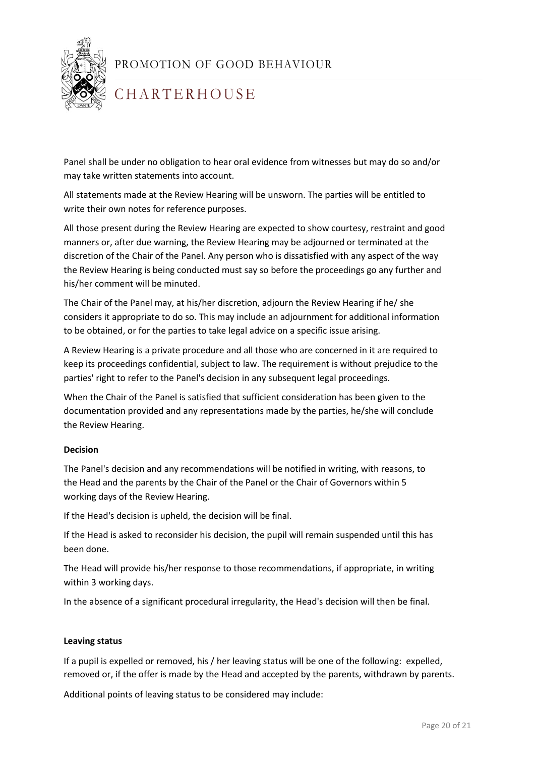Panel shall be under no obligation to hear oral evidence from witnesses but may do so and/or may take written statements into account.

All statements made at the Review Hearing will be unsworn. The parties will be entitled to write their own notes for reference purposes.

All those present during the Review Hearing are expected to show courtesy, restraint and good manners or, after due warning, the Review Hearing may be adjourned or terminated at the discretion of the Chair of the Panel. Any person who is dissatisfied with any aspect of the way the Review Hearing is being conducted must say so before the proceedings go any further and his/her comment will be minuted.

The Chair of the Panel may, at his/her discretion, adjourn the Review Hearing if he/ she considers it appropriate to do so. This may include an adjournment for additional information to be obtained, or for the parties to take legal advice on a specific issue arising.

A Review Hearing is a private procedure and all those who are concerned in it are required to keep its proceedings confidential, subject to law. The requirement is without prejudice to the parties' right to refer to the Panel's decision in any subsequent legal proceedings.

When the Chair of the Panel is satisfied that sufficient consideration has been given to the documentation provided and any representations made by the parties, he/she will conclude the Review Hearing.

**Decision**

The Panel's decision and any recommendations will be notified in writing, with reasons, to the Head and the parents by the Chair of the Panel or the Chair of Governors within 5 working days of the Review Hearing.

If the Head's decision is upheld, the decision will be final.

If the Head is asked to reconsider his decision, the pupil will remain suspended until this has been done.

The Head will provide his/her response to those recommendations, if appropriate, in writing within 3 working days.

In the absence of a significant procedural irregularity, the Head's decision will then be final.

**Leaving status**

If a pupil is expelled or removed, his / her leaving status will be one of the following: expelled, removed or, if the offer is made by the Head and accepted by the parents, withdrawn by parents.

Additional points of leaving status to be considered may include: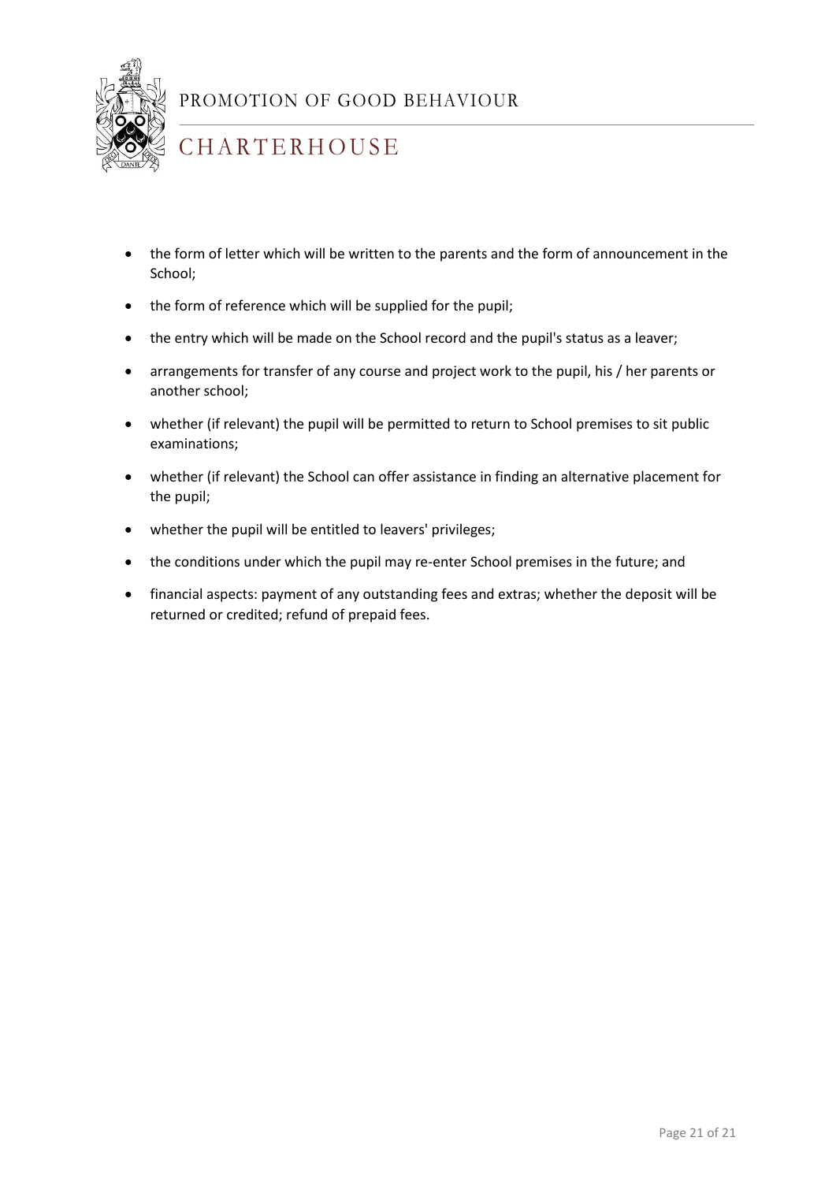- the form of letter which will be written to the parents and the form of announcement in the School;
- the form of reference which will be supplied for the pupil;
- the entry which will be made on the School record and the pupil's status as a leaver;
- arrangements for transfer of any course and project work to the pupil, his / her parents or another school;
- whether (if relevant) the pupil will be permitted to return to School premises to sit public examinations;
- whether (if relevant) the School can offer assistance in finding an alternative placement for the pupil;
- whether the pupil will be entitled to leavers' privileges;
- the conditions under which the pupil may re-enter School premises in the future; and
- financial aspects: payment of any outstanding fees and extras; whether the deposit will be returned or credited; refund of prepaid fees.